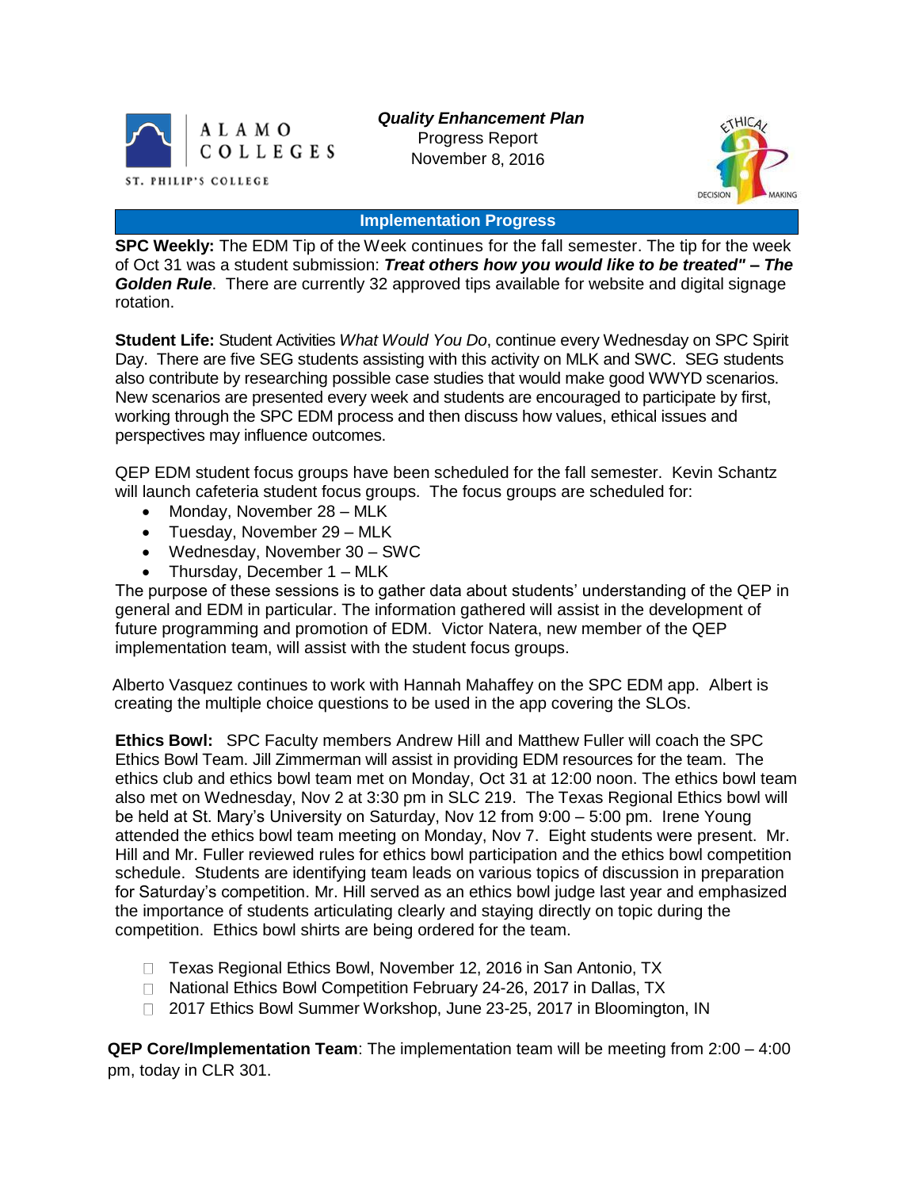ALAMO COLLEGES

ST. PHILIP'S COLLEGE

***Quality Enhancement Plan***
Progress Report
November 8, 2016

## Implementation Progress

**SPC Weekly:** The EDM Tip of the Week continues for the fall semester. The tip for the week of Oct 31 was a student submission: ***Treat others how you would like to be treated" – The Golden Rule***. There are currently 32 approved tips available for website and digital signage rotation.

**Student Life:** Student Activities *What Would You Do*, continue every Wednesday on SPC Spirit Day. There are five SEG students assisting with this activity on MLK and SWC. SEG students also contribute by researching possible case studies that would make good WWYD scenarios. New scenarios are presented every week and students are encouraged to participate by first, working through the SPC EDM process and then discuss how values, ethical issues and perspectives may influence outcomes.

QEP EDM student focus groups have been scheduled for the fall semester. Kevin Schantz will launch cafeteria student focus groups. The focus groups are scheduled for:

- Monday, November 28 – MLK
- Tuesday, November 29 – MLK
- Wednesday, November 30 – SWC
- Thursday, December 1 – MLK

The purpose of these sessions is to gather data about students' understanding of the QEP in general and EDM in particular. The information gathered will assist in the development of future programming and promotion of EDM. Victor Natera, new member of the QEP implementation team, will assist with the student focus groups.

Alberto Vasquez continues to work with Hannah Mahaffey on the SPC EDM app. Albert is creating the multiple choice questions to be used in the app covering the SLOs.

**Ethics Bowl:** SPC Faculty members Andrew Hill and Matthew Fuller will coach the SPC Ethics Bowl Team. Jill Zimmerman will assist in providing EDM resources for the team. The ethics club and ethics bowl team met on Monday, Oct 31 at 12:00 noon. The ethics bowl team also met on Wednesday, Nov 2 at 3:30 pm in SLC 219. The Texas Regional Ethics bowl will be held at St. Mary's University on Saturday, Nov 12 from 9:00 – 5:00 pm. Irene Young attended the ethics bowl team meeting on Monday, Nov 7. Eight students were present. Mr. Hill and Mr. Fuller reviewed rules for ethics bowl participation and the ethics bowl competition schedule. Students are identifying team leads on various topics of discussion in preparation for Saturday's competition. Mr. Hill served as an ethics bowl judge last year and emphasized the importance of students articulating clearly and staying directly on topic during the competition. Ethics bowl shirts are being ordered for the team.

- Texas Regional Ethics Bowl, November 12, 2016 in San Antonio, TX
- National Ethics Bowl Competition February 24-26, 2017 in Dallas, TX
- 2017 Ethics Bowl Summer Workshop, June 23-25, 2017 in Bloomington, IN

**QEP Core/Implementation Team**: The implementation team will be meeting from 2:00 – 4:00 pm, today in CLR 301.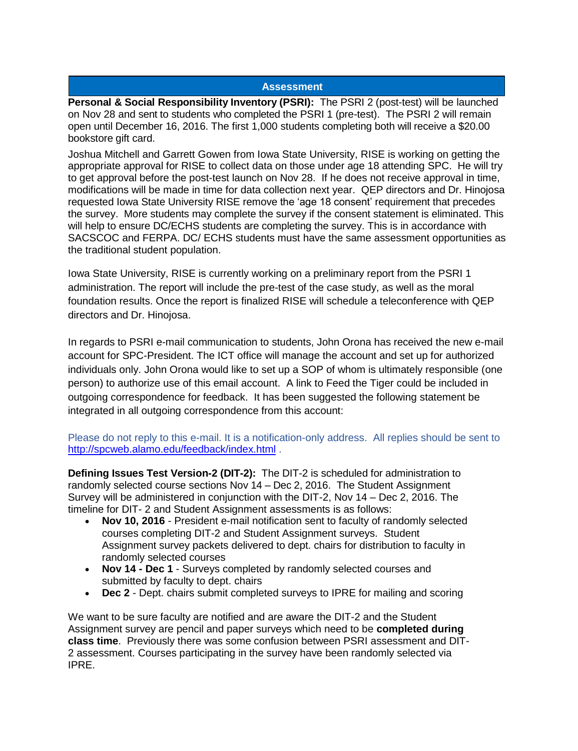## Assessment

**Personal & Social Responsibility Inventory (PSRI):** The PSRI 2 (post-test) will be launched on Nov 28 and sent to students who completed the PSRI 1 (pre-test). The PSRI 2 will remain open until December 16, 2016. The first 1,000 students completing both will receive a $20.00 bookstore gift card.

Joshua Mitchell and Garrett Gowen from Iowa State University, RISE is working on getting the appropriate approval for RISE to collect data on those under age 18 attending SPC. He will try to get approval before the post-test launch on Nov 28. If he does not receive approval in time, modifications will be made in time for data collection next year. QEP directors and Dr. Hinojosa requested Iowa State University RISE remove the 'age 18 consent' requirement that precedes the survey. More students may complete the survey if the consent statement is eliminated. This will help to ensure DC/ECHS students are completing the survey. This is in accordance with SACSCOC and FERPA. DC/ ECHS students must have the same assessment opportunities as the traditional student population.

Iowa State University, RISE is currently working on a preliminary report from the PSRI 1 administration. The report will include the pre-test of the case study, as well as the moral foundation results. Once the report is finalized RISE will schedule a teleconference with QEP directors and Dr. Hinojosa.

In regards to PSRI e-mail communication to students, John Orona has received the new e-mail account for SPC-President. The ICT office will manage the account and set up for authorized individuals only. John Orona would like to set up a SOP of whom is ultimately responsible (one person) to authorize use of this email account. A link to Feed the Tiger could be included in outgoing correspondence for feedback. It has been suggested the following statement be integrated in all outgoing correspondence from this account:

Please do not reply to this e-mail. It is a notification-only address. All replies should be sent to http://spcweb.alamo.edu/feedback/index.html .

**Defining Issues Test Version-2 (DIT-2):** The DIT-2 is scheduled for administration to randomly selected course sections Nov 14 – Dec 2, 2016. The Student Assignment Survey will be administered in conjunction with the DIT-2, Nov 14 – Dec 2, 2016. The timeline for DIT- 2 and Student Assignment assessments is as follows:

- **Nov 10, 2016** - President e-mail notification sent to faculty of randomly selected courses completing DIT-2 and Student Assignment surveys. Student Assignment survey packets delivered to dept. chairs for distribution to faculty in randomly selected courses
- **Nov 14 - Dec 1** - Surveys completed by randomly selected courses and submitted by faculty to dept. chairs
- **Dec 2** - Dept. chairs submit completed surveys to IPRE for mailing and scoring

We want to be sure faculty are notified and are aware the DIT-2 and the Student Assignment survey are pencil and paper surveys which need to be **completed during class time**. Previously there was some confusion between PSRI assessment and DIT-2 assessment. Courses participating in the survey have been randomly selected via IPRE.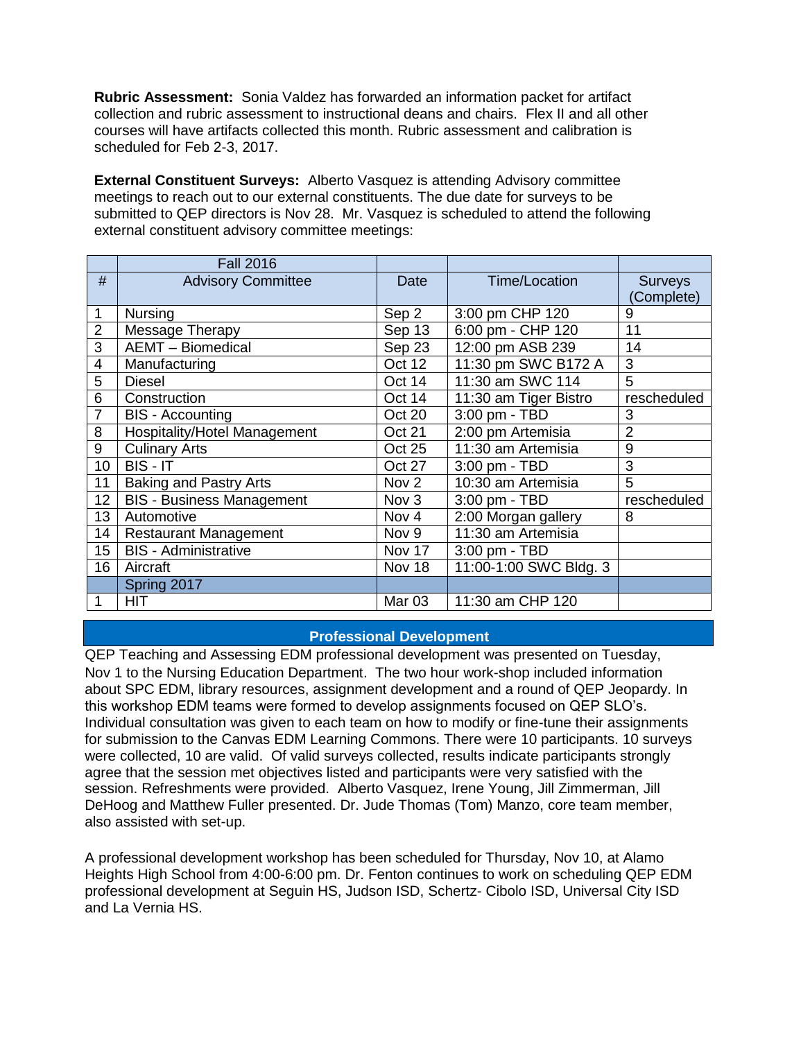**Rubric Assessment:** Sonia Valdez has forwarded an information packet for artifact collection and rubric assessment to instructional deans and chairs. Flex II and all other courses will have artifacts collected this month. Rubric assessment and calibration is scheduled for Feb 2-3, 2017.

**External Constituent Surveys:** Alberto Vasquez is attending Advisory committee meetings to reach out to our external constituents. The due date for surveys to be submitted to QEP directors is Nov 28. Mr. Vasquez is scheduled to attend the following external constituent advisory committee meetings:

| | Fall 2016 | | | |
|---|---|---|---|---|
| # | Advisory Committee | Date | Time/Location | Surveys (Complete) |
| 1 | Nursing | Sep 2 | 3:00 pm CHP 120 | 9 |
| 2 | Message Therapy | Sep 13 | 6:00 pm - CHP 120 | 11 |
| 3 | AEMT – Biomedical | Sep 23 | 12:00 pm ASB 239 | 14 |
| 4 | Manufacturing | Oct 12 | 11:30 pm SWC B172 A | 3 |
| 5 | Diesel | Oct 14 | 11:30 am SWC 114 | 5 |
| 6 | Construction | Oct 14 | 11:30 am Tiger Bistro | rescheduled |
| 7 | BIS - Accounting | Oct 20 | 3:00 pm - TBD | 3 |
| 8 | Hospitality/Hotel Management | Oct 21 | 2:00 pm Artemisia | 2 |
| 9 | Culinary Arts | Oct 25 | 11:30 am Artemisia | 9 |
| 10 | BIS - IT | Oct 27 | 3:00 pm - TBD | 3 |
| 11 | Baking and Pastry Arts | Nov 2 | 10:30 am Artemisia | 5 |
| 12 | BIS - Business Management | Nov 3 | 3:00 pm - TBD | rescheduled |
| 13 | Automotive | Nov 4 | 2:00 Morgan gallery | 8 |
| 14 | Restaurant Management | Nov 9 | 11:30 am Artemisia | |
| 15 | BIS - Administrative | Nov 17 | 3:00 pm - TBD | |
| 16 | Aircraft | Nov 18 | 11:00-1:00 SWC Bldg. 3 | |
| | Spring 2017 | | | |
| 1 | HIT | Mar 03 | 11:30 am CHP 120 | |

## Professional Development

QEP Teaching and Assessing EDM professional development was presented on Tuesday, Nov 1 to the Nursing Education Department. The two hour work-shop included information about SPC EDM, library resources, assignment development and a round of QEP Jeopardy. In this workshop EDM teams were formed to develop assignments focused on QEP SLO's. Individual consultation was given to each team on how to modify or fine-tune their assignments for submission to the Canvas EDM Learning Commons. There were 10 participants. 10 surveys were collected, 10 are valid. Of valid surveys collected, results indicate participants strongly agree that the session met objectives listed and participants were very satisfied with the session. Refreshments were provided. Alberto Vasquez, Irene Young, Jill Zimmerman, Jill DeHoog and Matthew Fuller presented. Dr. Jude Thomas (Tom) Manzo, core team member, also assisted with set-up.

A professional development workshop has been scheduled for Thursday, Nov 10, at Alamo Heights High School from 4:00-6:00 pm. Dr. Fenton continues to work on scheduling QEP EDM professional development at Seguin HS, Judson ISD, Schertz- Cibolo ISD, Universal City ISD and La Vernia HS.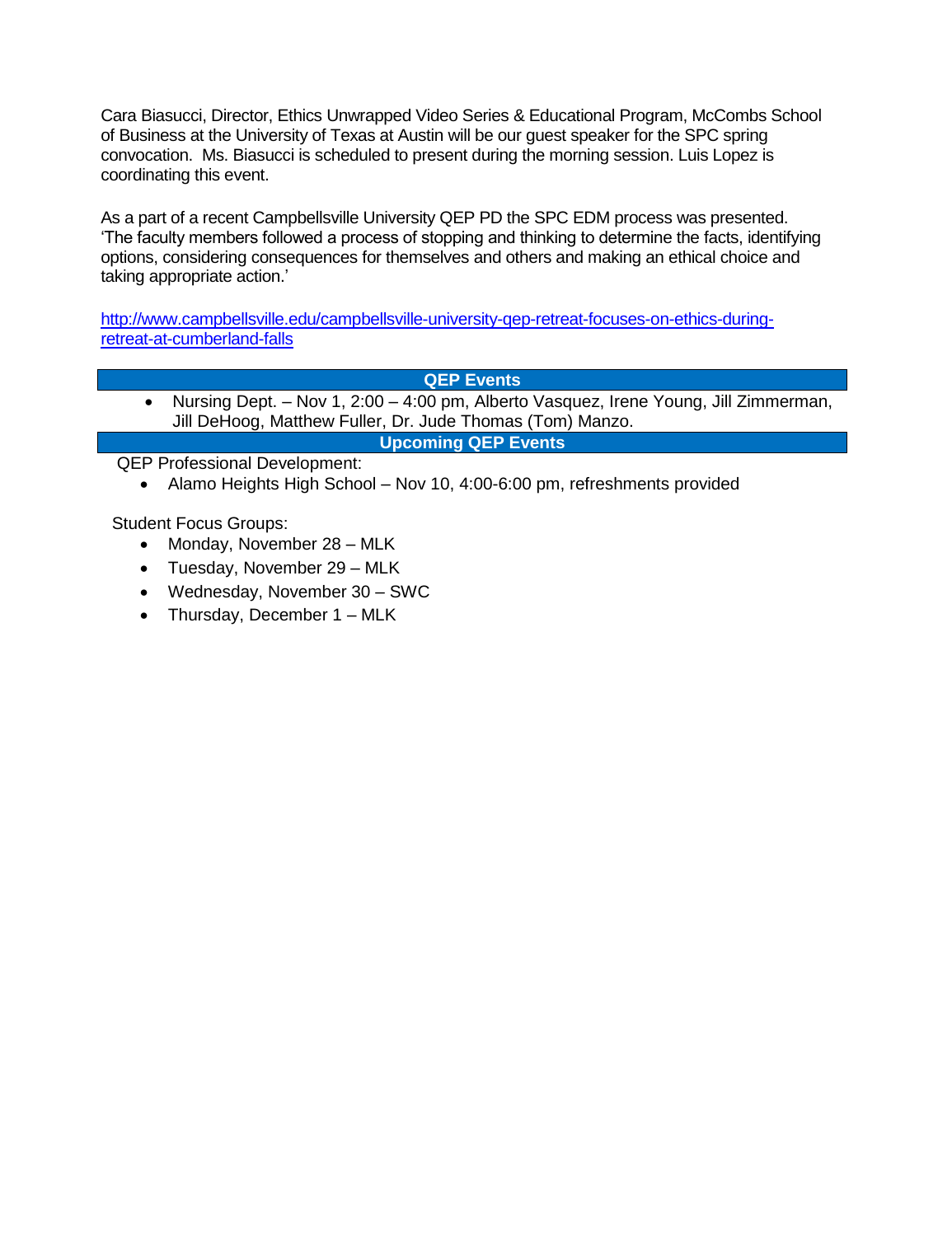Cara Biasucci, Director, Ethics Unwrapped Video Series & Educational Program, McCombs School of Business at the University of Texas at Austin will be our guest speaker for the SPC spring convocation. Ms. Biasucci is scheduled to present during the morning session. Luis Lopez is coordinating this event.

As a part of a recent Campbellsville University QEP PD the SPC EDM process was presented. 'The faculty members followed a process of stopping and thinking to determine the facts, identifying options, considering consequences for themselves and others and making an ethical choice and taking appropriate action.'

[http://www.campbellsville.edu/campbellsville-university-qep-retreat-focuses-on-ethics-during-retreat-at-cumberland-falls](http://www.campbellsville.edu/campbellsville-university-qep-retreat-focuses-on-ethics-during-retreat-at-cumberland-falls)

## QEP Events

- Nursing Dept. – Nov 1, 2:00 – 4:00 pm, Alberto Vasquez, Irene Young, Jill Zimmerman, Jill DeHoog, Matthew Fuller, Dr. Jude Thomas (Tom) Manzo.

## Upcoming QEP Events

QEP Professional Development:

- Alamo Heights High School – Nov 10, 4:00-6:00 pm, refreshments provided

Student Focus Groups:

- Monday, November 28 – MLK
- Tuesday, November 29 – MLK
- Wednesday, November 30 – SWC
- Thursday, December 1 – MLK